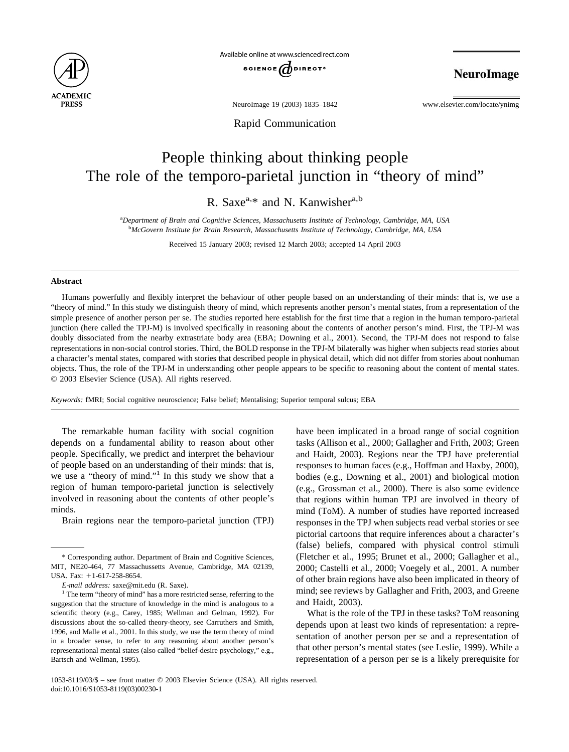Rapid Communication

# People thinking about thinking people
# The role of the temporo-parietal junction in "theory of mind"

R. Saxe[a,*] and N. Kanwisher[a,b]

[a] *Department of Brain and Cognitive Sciences, Massachusetts Institute of Technology, Cambridge, MA, USA*
[b] *McGovern Institute for Brain Research, Massachusetts Institute of Technology, Cambridge, MA, USA*

Received 15 January 2003; revised 12 March 2003; accepted 14 April 2003

## Abstract

Humans powerfully and flexibly interpret the behaviour of other people based on an understanding of their minds: that is, we use a "theory of mind." In this study we distinguish theory of mind, which represents another person's mental states, from a representation of the simple presence of another person per se. The studies reported here establish for the first time that a region in the human temporo-parietal junction (here called the TPJ-M) is involved specifically in reasoning about the contents of another person's mind. First, the TPJ-M was doubly dissociated from the nearby extrastriate body area (EBA; Downing et al., 2001). Second, the TPJ-M does not respond to false representations in non-social control stories. Third, the BOLD response in the TPJ-M bilaterally was higher when subjects read stories about a character's mental states, compared with stories that described people in physical detail, which did not differ from stories about nonhuman objects. Thus, the role of the TPJ-M in understanding other people appears to be specific to reasoning about the content of mental states.
© 2003 Elsevier Science (USA). All rights reserved.

*Keywords:* fMRI; Social cognitive neuroscience; False belief; Mentalising; Superior temporal sulcus; EBA

The remarkable human facility with social cognition depends on a fundamental ability to reason about other people. Specifically, we predict and interpret the behaviour of people based on an understanding of their minds: that is, we use a "theory of mind."[1] In this study we show that a region of human temporo-parietal junction is selectively involved in reasoning about the contents of other people's minds.

Brain regions near the temporo-parietal junction (TPJ) have been implicated in a broad range of social cognition tasks (Allison et al., 2000; Gallagher and Frith, 2003; Green and Haidt, 2003). Regions near the TPJ have preferential responses to human faces (e.g., Hoffman and Haxby, 2000), bodies (e.g., Downing et al., 2001) and biological motion (e.g., Grossman et al., 2000). There is also some evidence that regions within human TPJ are involved in theory of mind (ToM). A number of studies have reported increased responses in the TPJ when subjects read verbal stories or see pictorial cartoons that require inferences about a character's (false) beliefs, compared with physical control stimuli (Fletcher et al., 1995; Brunet et al., 2000; Gallagher et al., 2000; Castelli et al., 2000; Voegely et al., 2001. A number of other brain regions have also been implicated in theory of mind; see reviews by Gallagher and Frith, 2003, and Greene and Haidt, 2003).

What is the role of the TPJ in these tasks? ToM reasoning depends upon at least two kinds of representation: a representation of another person per se and a representation of that other person's mental states (see Leslie, 1999). While a representation of a person per se is a likely prerequisite for

---

\* Corresponding author. Department of Brain and Cognitive Sciences, MIT, NE20-464, 77 Massachusetts Avenue, Cambridge, MA 02139, USA. Fax: +1-617-258-8654.

*E-mail address:* saxe@mit.edu (R. Saxe).

[1] The term "theory of mind" has a more restricted sense, referring to the suggestion that the structure of knowledge in the mind is analogous to a scientific theory (e.g., Carey, 1985; Wellman and Gelman, 1992). For discussions about the so-called theory-theory, see Carruthers and Smith, 1996, and Malle et al., 2001. In this study, we use the term theory of mind in a broader sense, to refer to any reasoning about another person's representational mental states (also called "belief-desire psychology," e.g., Bartsch and Wellman, 1995).

1053-8119/03/$ – see front matter © 2003 Elsevier Science (USA). All rights reserved.
doi:10.1016/S1053-8119(03)00230-1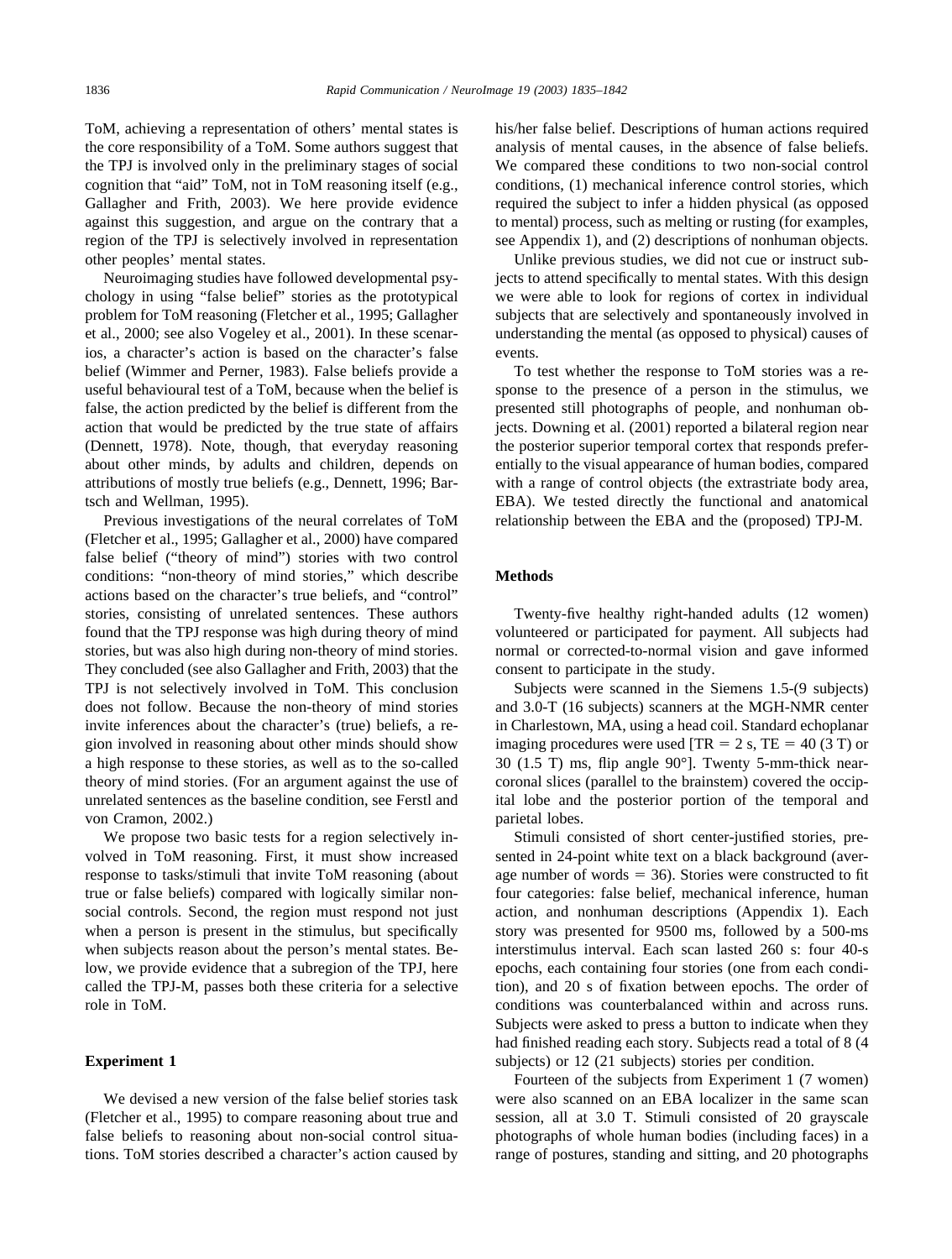ToM, achieving a representation of others' mental states is the core responsibility of a ToM. Some authors suggest that the TPJ is involved only in the preliminary stages of social cognition that "aid" ToM, not in ToM reasoning itself (e.g., Gallagher and Frith, 2003). We here provide evidence against this suggestion, and argue on the contrary that a region of the TPJ is selectively involved in representation other peoples' mental states.

Neuroimaging studies have followed developmental psychology in using "false belief" stories as the prototypical problem for ToM reasoning (Fletcher et al., 1995; Gallagher et al., 2000; see also Vogeley et al., 2001). In these scenarios, a character's action is based on the character's false belief (Wimmer and Perner, 1983). False beliefs provide a useful behavioural test of a ToM, because when the belief is false, the action predicted by the belief is different from the action that would be predicted by the true state of affairs (Dennett, 1978). Note, though, that everyday reasoning about other minds, by adults and children, depends on attributions of mostly true beliefs (e.g., Dennett, 1996; Bartsch and Wellman, 1995).

Previous investigations of the neural correlates of ToM (Fletcher et al., 1995; Gallagher et al., 2000) have compared false belief ("theory of mind") stories with two control conditions: "non-theory of mind stories," which describe actions based on the character's true beliefs, and "control" stories, consisting of unrelated sentences. These authors found that the TPJ response was high during theory of mind stories, but was also high during non-theory of mind stories. They concluded (see also Gallagher and Frith, 2003) that the TPJ is not selectively involved in ToM. This conclusion does not follow. Because the non-theory of mind stories invite inferences about the character's (true) beliefs, a region involved in reasoning about other minds should show a high response to these stories, as well as to the so-called theory of mind stories. (For an argument against the use of unrelated sentences as the baseline condition, see Ferstl and von Cramon, 2002.)

We propose two basic tests for a region selectively involved in ToM reasoning. First, it must show increased response to tasks/stimuli that invite ToM reasoning (about true or false beliefs) compared with logically similar non-social controls. Second, the region must respond not just when a person is present in the stimulus, but specifically when subjects reason about the person's mental states. Below, we provide evidence that a subregion of the TPJ, here called the TPJ-M, passes both these criteria for a selective role in ToM.

## Experiment 1

We devised a new version of the false belief stories task (Fletcher et al., 1995) to compare reasoning about true and false beliefs to reasoning about non-social control situations. ToM stories described a character's action caused by his/her false belief. Descriptions of human actions required analysis of mental causes, in the absence of false beliefs. We compared these conditions to two non-social control conditions, (1) mechanical inference control stories, which required the subject to infer a hidden physical (as opposed to mental) process, such as melting or rusting (for examples, see Appendix 1), and (2) descriptions of nonhuman objects.

Unlike previous studies, we did not cue or instruct subjects to attend specifically to mental states. With this design we were able to look for regions of cortex in individual subjects that are selectively and spontaneously involved in understanding the mental (as opposed to physical) causes of events.

To test whether the response to ToM stories was a response to the presence of a person in the stimulus, we presented still photographs of people, and nonhuman objects. Downing et al. (2001) reported a bilateral region near the posterior superior temporal cortex that responds preferentially to the visual appearance of human bodies, compared with a range of control objects (the extrastriate body area, EBA). We tested directly the functional and anatomical relationship between the EBA and the (proposed) TPJ-M.

## Methods

Twenty-five healthy right-handed adults (12 women) volunteered or participated for payment. All subjects had normal or corrected-to-normal vision and gave informed consent to participate in the study.

Subjects were scanned in the Siemens 1.5-(9 subjects) and 3.0-T (16 subjects) scanners at the MGH-NMR center in Charlestown, MA, using a head coil. Standard echoplanar imaging procedures were used [TR = 2 s, TE = 40 (3 T) or 30 (1.5 T) ms, flip angle 90°]. Twenty 5-mm-thick near-coronal slices (parallel to the brainstem) covered the occipital lobe and the posterior portion of the temporal and parietal lobes.

Stimuli consisted of short center-justified stories, presented in 24-point white text on a black background (average number of words = 36). Stories were constructed to fit four categories: false belief, mechanical inference, human action, and nonhuman descriptions (Appendix 1). Each story was presented for 9500 ms, followed by a 500-ms interstimulus interval. Each scan lasted 260 s: four 40-s epochs, each containing four stories (one from each condition), and 20 s of fixation between epochs. The order of conditions was counterbalanced within and across runs. Subjects were asked to press a button to indicate when they had finished reading each story. Subjects read a total of 8 (4 subjects) or 12 (21 subjects) stories per condition.

Fourteen of the subjects from Experiment 1 (7 women) were also scanned on an EBA localizer in the same scan session, all at 3.0 T. Stimuli consisted of 20 grayscale photographs of whole human bodies (including faces) in a range of postures, standing and sitting, and 20 photographs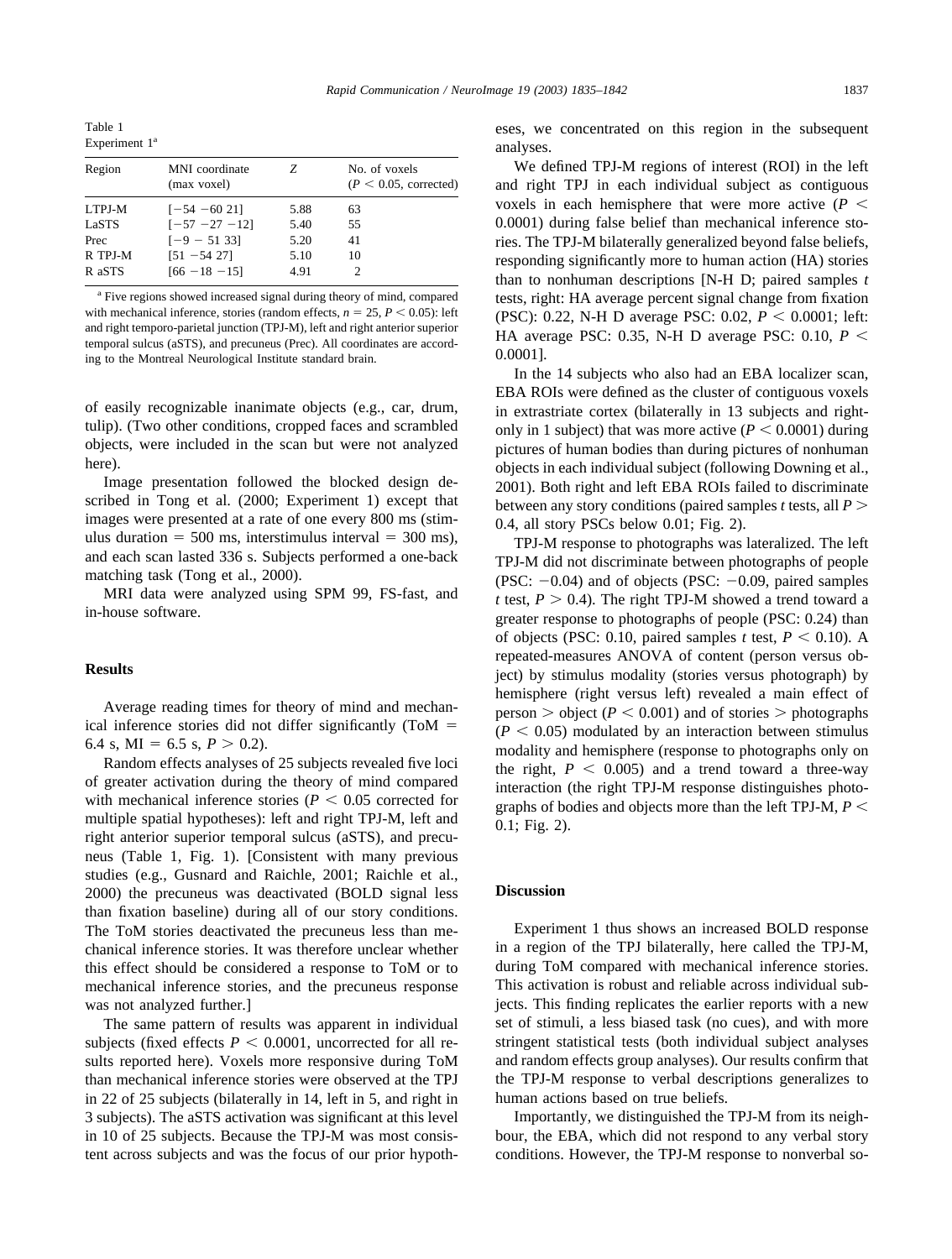Table 1
Experiment 1[a]

| Region | MNI coordinate (max voxel) | Z | No. of voxels ($P < 0.05$, corrected) |
|---|---|---|---|
| LTPJ-M | [−54 −60 21] | 5.88 | 63 |
| LaSTS | [−57 −27 −12] | 5.40 | 55 |
| Prec | [−9 − 51 33] | 5.20 | 41 |
| R TPJ-M | [51 −54 27] | 5.10 | 10 |
| R aSTS | [66 −18 −15] | 4.91 | 2 |

[a] Five regions showed increased signal during theory of mind, compared with mechanical inference, stories (random effects, $n = 25$, $P < 0.05$): left and right temporo-parietal junction (TPJ-M), left and right anterior superior temporal sulcus (aSTS), and precuneus (Prec). All coordinates are according to the Montreal Neurological Institute standard brain.

of easily recognizable inanimate objects (e.g., car, drum, tulip). (Two other conditions, cropped faces and scrambled objects, were included in the scan but were not analyzed here).

Image presentation followed the blocked design described in Tong et al. (2000; Experiment 1) except that images were presented at a rate of one every 800 ms (stimulus duration = 500 ms, interstimulus interval = 300 ms), and each scan lasted 336 s. Subjects performed a one-back matching task (Tong et al., 2000).

MRI data were analyzed using SPM 99, FS-fast, and in-house software.

## Results

Average reading times for theory of mind and mechanical inference stories did not differ significantly (ToM = 6.4 s, MI = 6.5 s, $P > 0.2$).

Random effects analyses of 25 subjects revealed five loci of greater activation during the theory of mind compared with mechanical inference stories ($P < 0.05$ corrected for multiple spatial hypotheses): left and right TPJ-M, left and right anterior superior temporal sulcus (aSTS), and precuneus (Table 1, Fig. 1). [Consistent with many previous studies (e.g., Gusnard and Raichle, 2001; Raichle et al., 2000) the precuneus was deactivated (BOLD signal less than fixation baseline) during all of our story conditions. The ToM stories deactivated the precuneus less than mechanical inference stories. It was therefore unclear whether this effect should be considered a response to ToM or to mechanical inference stories, and the precuneus response was not analyzed further.]

The same pattern of results was apparent in individual subjects (fixed effects $P < 0.0001$, uncorrected for all results reported here). Voxels more responsive during ToM than mechanical inference stories were observed at the TPJ in 22 of 25 subjects (bilaterally in 14, left in 5, and right in 3 subjects). The aSTS activation was significant at this level in 10 of 25 subjects. Because the TPJ-M was most consistent across subjects and was the focus of our prior hypotheses, we concentrated on this region in the subsequent analyses.

We defined TPJ-M regions of interest (ROI) in the left and right TPJ in each individual subject as contiguous voxels in each hemisphere that were more active ($P < 0.0001$) during false belief than mechanical inference stories. The TPJ-M bilaterally generalized beyond false beliefs, responding significantly more to human action (HA) stories than to nonhuman descriptions [N-H D; paired samples *t* tests, right: HA average percent signal change from fixation (PSC): 0.22, N-H D average PSC: 0.02, $P < 0.0001$; left: HA average PSC: 0.35, N-H D average PSC: 0.10, $P < 0.0001$].

In the 14 subjects who also had an EBA localizer scan, EBA ROIs were defined as the cluster of contiguous voxels in extrastriate cortex (bilaterally in 13 subjects and right-only in 1 subject) that was more active ($P < 0.0001$) during pictures of human bodies than during pictures of nonhuman objects in each individual subject (following Downing et al., 2001). Both right and left EBA ROIs failed to discriminate between any story conditions (paired samples *t* tests, all $P > 0.4$, all story PSCs below 0.01; Fig. 2).

TPJ-M response to photographs was lateralized. The left TPJ-M did not discriminate between photographs of people (PSC: −0.04) and of objects (PSC: −0.09, paired samples *t* test, $P > 0.4$). The right TPJ-M showed a trend toward a greater response to photographs of people (PSC: 0.24) than of objects (PSC: 0.10, paired samples *t* test, $P < 0.10$). A repeated-measures ANOVA of content (person versus object) by stimulus modality (stories versus photograph) by hemisphere (right versus left) revealed a main effect of person > object ($P < 0.001$) and of stories > photographs ($P < 0.05$) modulated by an interaction between stimulus modality and hemisphere (response to photographs only on the right, $P < 0.005$) and a trend toward a three-way interaction (the right TPJ-M response distinguishes photographs of bodies and objects more than the left TPJ-M, $P < 0.1$; Fig. 2).

## Discussion

Experiment 1 thus shows an increased BOLD response in a region of the TPJ bilaterally, here called the TPJ-M, during ToM compared with mechanical inference stories. This activation is robust and reliable across individual subjects. This finding replicates the earlier reports with a new set of stimuli, a less biased task (no cues), and with more stringent statistical tests (both individual subject analyses and random effects group analyses). Our results confirm that the TPJ-M response to verbal descriptions generalizes to human actions based on true beliefs.

Importantly, we distinguished the TPJ-M from its neighbour, the EBA, which did not respond to any verbal story conditions. However, the TPJ-M response to nonverbal so-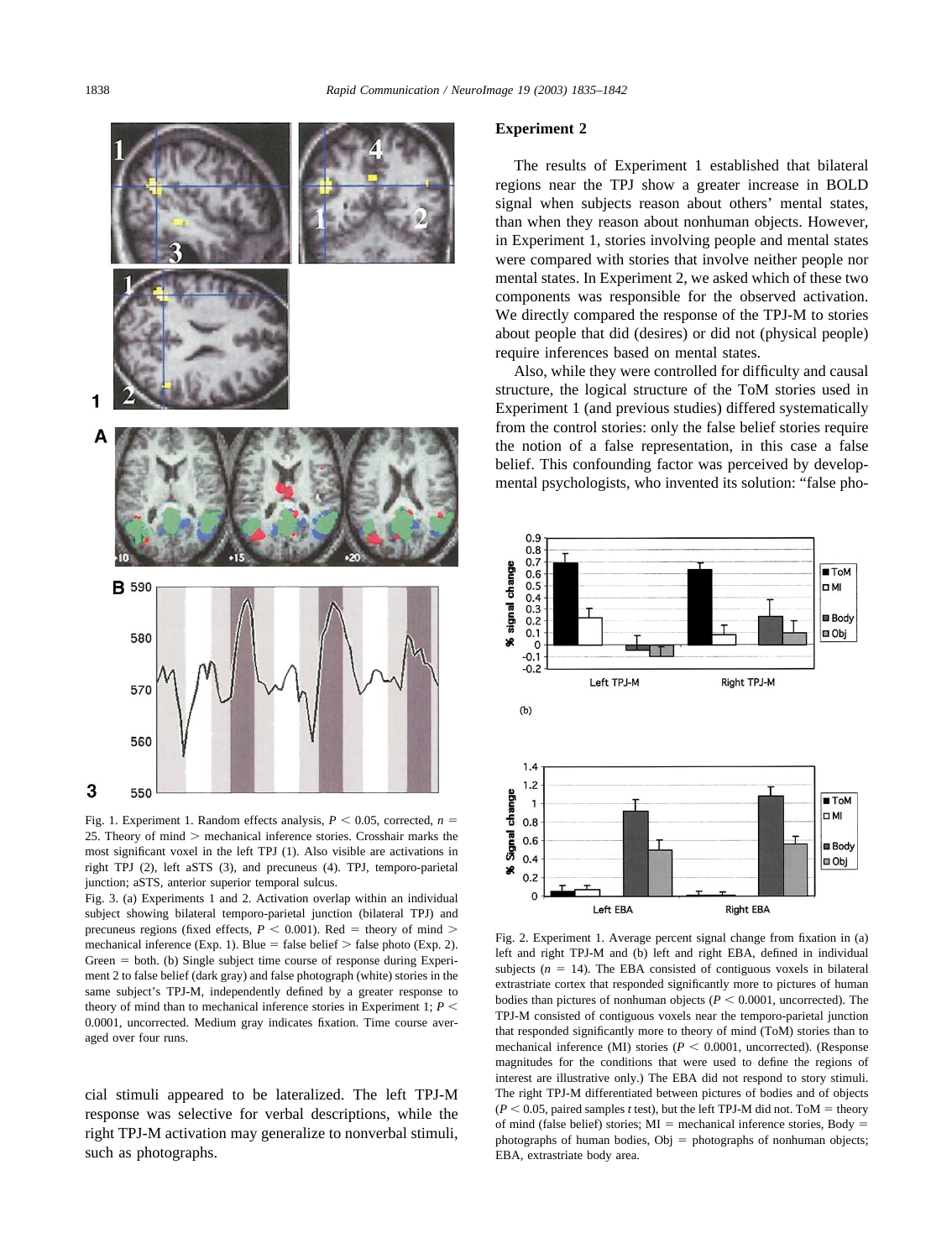Fig. 1. Experiment 1. Random effects analysis, $P < 0.05$, corrected, $n = 25$. Theory of mind > mechanical inference stories. Crosshair marks the most significant voxel in the left TPJ (1). Also visible are activations in right TPJ (2), left aSTS (3), and precuneus (4). TPJ, temporo-parietal junction; aSTS, anterior superior temporal sulcus.

Fig. 3. (a) Experiments 1 and 2. Activation overlap within an individual subject showing bilateral temporo-parietal junction (bilateral TPJ) and precuneus regions (fixed effects, $P < 0.001$). Red = theory of mind > mechanical inference (Exp. 1). Blue = false belief > false photo (Exp. 2). Green = both. (b) Single subject time course of response during Experiment 2 to false belief (dark gray) and false photograph (white) stories in the same subject's TPJ-M, independently defined by a greater response to theory of mind than to mechanical inference stories in Experiment 1; $P < 0.0001$, uncorrected. Medium gray indicates fixation. Time course averaged over four runs.

cial stimuli appeared to be lateralized. The left TPJ-M response was selective for verbal descriptions, while the right TPJ-M activation may generalize to nonverbal stimuli, such as photographs.

## Experiment 2

The results of Experiment 1 established that bilateral regions near the TPJ show a greater increase in BOLD signal when subjects reason about others' mental states, than when they reason about nonhuman objects. However, in Experiment 1, stories involving people and mental states were compared with stories that involve neither people nor mental states. In Experiment 2, we asked which of these two components was responsible for the observed activation. We directly compared the response of the TPJ-M to stories about people that did (desires) or did not (physical people) require inferences based on mental states.

Also, while they were controlled for difficulty and causal structure, the logical structure of the ToM stories used in Experiment 1 (and previous studies) differed systematically from the control stories: only the false belief stories require the notion of a false representation, in this case a false belief. This confounding factor was perceived by developmental psychologists, who invented its solution: "false pho-

Fig. 2. Experiment 1. Average percent signal change from fixation in (a) left and right TPJ-M and (b) left and right EBA, defined in individual subjects ($n = 14$). The EBA consisted of contiguous voxels in bilateral extrastriate cortex that responded significantly more to pictures of human bodies than pictures of nonhuman objects ($P < 0.0001$, uncorrected). The TPJ-M consisted of contiguous voxels near the temporo-parietal junction that responded significantly more to theory of mind (ToM) stories than to mechanical inference (MI) stories ($P < 0.0001$, uncorrected). (Response magnitudes for the conditions that were used to define the regions of interest are illustrative only.) The EBA did not respond to story stimuli. The right TPJ-M differentiated between pictures of bodies and of objects ($P < 0.05$, paired samples $t$ test), but the left TPJ-M did not. ToM = theory of mind (false belief) stories; MI = mechanical inference stories, Body = photographs of human bodies, Obj = photographs of nonhuman objects; EBA, extrastriate body area.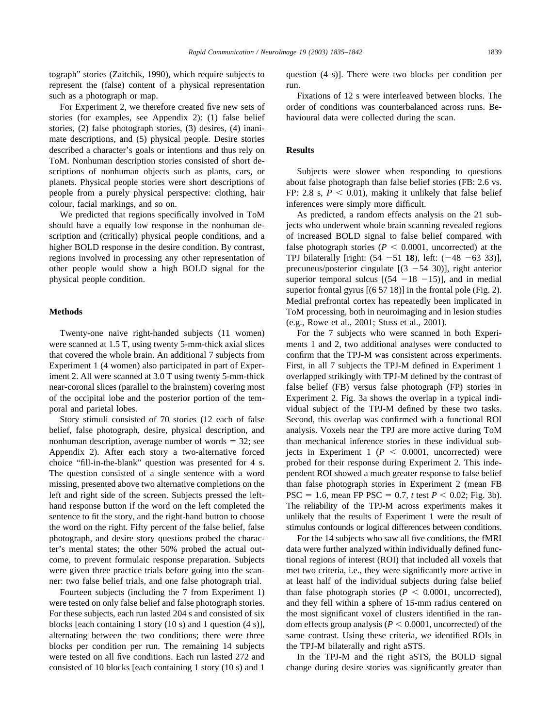tograph" stories (Zaitchik, 1990), which require subjects to represent the (false) content of a physical representation such as a photograph or map.

For Experiment 2, we therefore created five new sets of stories (for examples, see Appendix 2): (1) false belief stories, (2) false photograph stories, (3) desires, (4) inanimate descriptions, and (5) physical people. Desire stories described a character's goals or intentions and thus rely on ToM. Nonhuman description stories consisted of short descriptions of nonhuman objects such as plants, cars, or planets. Physical people stories were short descriptions of people from a purely physical perspective: clothing, hair colour, facial markings, and so on.

We predicted that regions specifically involved in ToM should have a equally low response in the nonhuman description and (critically) physical people conditions, and a higher BOLD response in the desire condition. By contrast, regions involved in processing any other representation of other people would show a high BOLD signal for the physical people condition.

## Methods

Twenty-one naive right-handed subjects (11 women) were scanned at 1.5 T, using twenty 5-mm-thick axial slices that covered the whole brain. An additional 7 subjects from Experiment 1 (4 women) also participated in part of Experiment 2. All were scanned at 3.0 T using twenty 5-mm-thick near-coronal slices (parallel to the brainstem) covering most of the occipital lobe and the posterior portion of the temporal and parietal lobes.

Story stimuli consisted of 70 stories (12 each of false belief, false photograph, desire, physical description, and nonhuman description, average number of words = 32; see Appendix 2). After each story a two-alternative forced choice "fill-in-the-blank" question was presented for 4 s. The question consisted of a single sentence with a word missing, presented above two alternative completions on the left and right side of the screen. Subjects pressed the left-hand response button if the word on the left completed the sentence to fit the story, and the right-hand button to choose the word on the right. Fifty percent of the false belief, false photograph, and desire story questions probed the character's mental states; the other 50% probed the actual outcome, to prevent formulaic response preparation. Subjects were given three practice trials before going into the scanner: two false belief trials, and one false photograph trial.

Fourteen subjects (including the 7 from Experiment 1) were tested on only false belief and false photograph stories. For these subjects, each run lasted 204 s and consisted of six blocks [each containing 1 story (10 s) and 1 question (4 s)], alternating between the two conditions; there were three blocks per condition per run. The remaining 14 subjects were tested on all five conditions. Each run lasted 272 and consisted of 10 blocks [each containing 1 story (10 s) and 1 question (4 s)]. There were two blocks per condition per run.

Fixations of 12 s were interleaved between blocks. The order of conditions was counterbalanced across runs. Behavioural data were collected during the scan.

## Results

Subjects were slower when responding to questions about false photograph than false belief stories (FB: 2.6 vs. FP: 2.8 s, $P < 0.01$), making it unlikely that false belief inferences were simply more difficult.

As predicted, a random effects analysis on the 21 subjects who underwent whole brain scanning revealed regions of increased BOLD signal to false belief compared with false photograph stories ($P < 0.0001$, uncorrected) at the TPJ bilaterally [right: (54 −51 **18**), left: (−48 −63 33)], precuneus/posterior cingulate [(3 −54 30)], right anterior superior temporal sulcus [(54 −18 −15)], and in medial superior frontal gyrus [(6 57 18)] in the frontal pole (Fig. 2). Medial prefrontal cortex has repeatedly been implicated in ToM processing, both in neuroimaging and in lesion studies (e.g., Rowe et al., 2001; Stuss et al., 2001).

For the 7 subjects who were scanned in both Experiments 1 and 2, two additional analyses were conducted to confirm that the TPJ-M was consistent across experiments. First, in all 7 subjects the TPJ-M defined in Experiment 1 overlapped strikingly with TPJ-M defined by the contrast of false belief (FB) versus false photograph (FP) stories in Experiment 2. Fig. 3a shows the overlap in a typical individual subject of the TPJ-M defined by these two tasks. Second, this overlap was confirmed with a functional ROI analysis. Voxels near the TPJ are more active during ToM than mechanical inference stories in these individual subjects in Experiment 1 ($P < 0.0001$, uncorrected) were probed for their response during Experiment 2. This independent ROI showed a much greater response to false belief than false photograph stories in Experiment 2 (mean FB PSC = 1.6, mean FP PSC = 0.7, *t* test $P < 0.02$; Fig. 3b). The reliability of the TPJ-M across experiments makes it unlikely that the results of Experiment 1 were the result of stimulus confounds or logical differences between conditions.

For the 14 subjects who saw all five conditions, the fMRI data were further analyzed within individually defined functional regions of interest (ROI) that included all voxels that met two criteria, i.e., they were significantly more active in at least half of the individual subjects during false belief than false photograph stories ($P < 0.0001$, uncorrected), and they fell within a sphere of 15-mm radius centered on the most significant voxel of clusters identified in the random effects group analysis ($P < 0.0001$, uncorrected) of the same contrast. Using these criteria, we identified ROIs in the TPJ-M bilaterally and right aSTS.

In the TPJ-M and the right aSTS, the BOLD signal change during desire stories was significantly greater than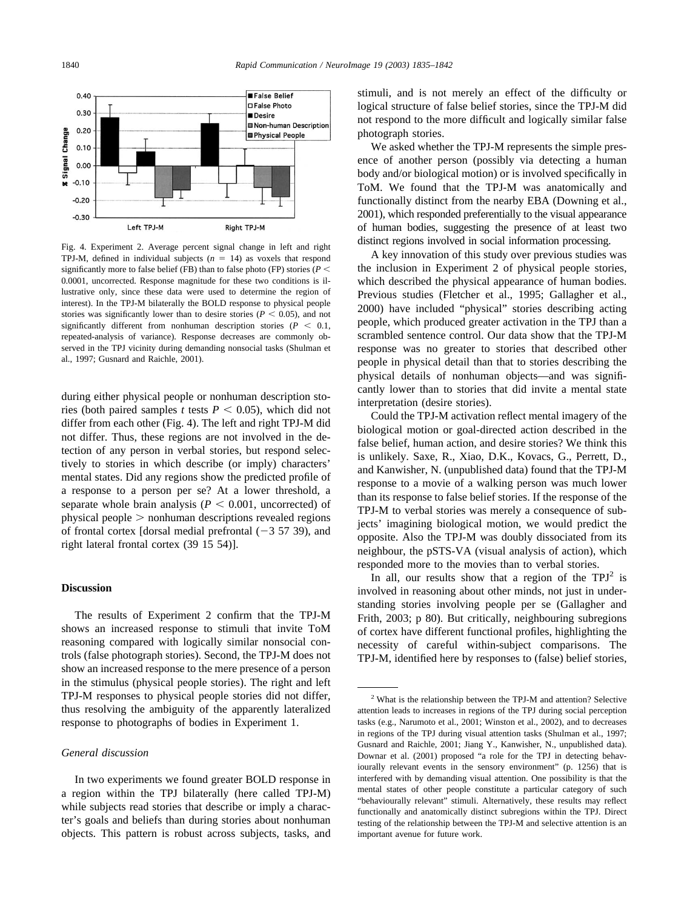0.40
0.30
0.20
0.10
0.00
-0.10
-0.20
-0.30

% Signal Change

False Belief
False Photo
Desire
Non-human Description
Physical People

Left TPJ-M
Right TPJ-M

Fig. 4. Experiment 2. Average percent signal change in left and right TPJ-M, defined in individual subjects ($n$ = 14) as voxels that respond significantly more to false belief (FB) than to false photo (FP) stories ($P <$ 0.0001, uncorrected. Response magnitude for these two conditions is illustrative only, since these data were used to determine the region of interest). In the TPJ-M bilaterally the BOLD response to physical people stories was significantly lower than to desire stories ($P <$ 0.05), and not significantly different from nonhuman description stories ($P <$ 0.1, repeated-analysis of variance). Response decreases are commonly observed in the TPJ vicinity during demanding nonsocial tasks (Shulman et al., 1997; Gusnard and Raichle, 2001).

during either physical people or nonhuman description stories (both paired samples $t$ tests $P <$ 0.05), which did not differ from each other (Fig. 4). The left and right TPJ-M did not differ. Thus, these regions are not involved in the detection of any person in verbal stories, but respond selectively to stories in which describe (or imply) characters' mental states. Did any regions show the predicted profile of a response to a person per se? At a lower threshold, a separate whole brain analysis ($P <$ 0.001, uncorrected) of physical people > nonhuman descriptions revealed regions of frontal cortex [dorsal medial prefrontal (−3 57 39), and right lateral frontal cortex (39 15 54)].

## Discussion

The results of Experiment 2 confirm that the TPJ-M shows an increased response to stimuli that invite ToM reasoning compared with logically similar nonsocial controls (false photograph stories). Second, the TPJ-M does not show an increased response to the mere presence of a person in the stimulus (physical people stories). The right and left TPJ-M responses to physical people stories did not differ, thus resolving the ambiguity of the apparently lateralized response to photographs of bodies in Experiment 1.

### *General discussion*

In two experiments we found greater BOLD response in a region within the TPJ bilaterally (here called TPJ-M) while subjects read stories that describe or imply a character's goals and beliefs than during stories about nonhuman objects. This pattern is robust across subjects, tasks, and stimuli, and is not merely an effect of the difficulty or logical structure of false belief stories, since the TPJ-M did not respond to the more difficult and logically similar false photograph stories.

We asked whether the TPJ-M represents the simple presence of another person (possibly via detecting a human body and/or biological motion) or is involved specifically in ToM. We found that the TPJ-M was anatomically and functionally distinct from the nearby EBA (Downing et al., 2001), which responded preferentially to the visual appearance of human bodies, suggesting the presence of at least two distinct regions involved in social information processing.

A key innovation of this study over previous studies was the inclusion in Experiment 2 of physical people stories, which described the physical appearance of human bodies. Previous studies (Fletcher et al., 1995; Gallagher et al., 2000) have included "physical" stories describing acting people, which produced greater activation in the TPJ than a scrambled sentence control. Our data show that the TPJ-M response was no greater to stories that described other people in physical detail than that to stories describing the physical details of nonhuman objects—and was significantly lower than to stories that did invite a mental state interpretation (desire stories).

Could the TPJ-M activation reflect mental imagery of the biological motion or goal-directed action described in the false belief, human action, and desire stories? We think this is unlikely. Saxe, R., Xiao, D.K., Kovacs, G., Perrett, D., and Kanwisher, N. (unpublished data) found that the TPJ-M response to a movie of a walking person was much lower than its response to false belief stories. If the response of the TPJ-M to verbal stories was merely a consequence of subjects' imagining biological motion, we would predict the opposite. Also the TPJ-M was doubly dissociated from its neighbour, the pSTS-VA (visual analysis of action), which responded more to the movies than to verbal stories.

In all, our results show that a region of the TPJ[2] is involved in reasoning about other minds, not just in understanding stories involving people per se (Gallagher and Frith, 2003; p 80). But critically, neighbouring subregions of cortex have different functional profiles, highlighting the necessity of careful within-subject comparisons. The TPJ-M, identified here by responses to (false) belief stories,

[2] What is the relationship between the TPJ-M and attention? Selective attention leads to increases in regions of the TPJ during social perception tasks (e.g., Narumoto et al., 2001; Winston et al., 2002), and to decreases in regions of the TPJ during visual attention tasks (Shulman et al., 1997; Gusnard and Raichle, 2001; Jiang Y., Kanwisher, N., unpublished data). Downar et al. (2001) proposed "a role for the TPJ in detecting behaviourally relevant events in the sensory environment" (p. 1256) that is interfered with by demanding visual attention. One possibility is that the mental states of other people constitute a particular category of such "behaviourally relevant" stimuli. Alternatively, these results may reflect functionally and anatomically distinct subregions within the TPJ. Direct testing of the relationship between the TPJ-M and selective attention is an important avenue for future work.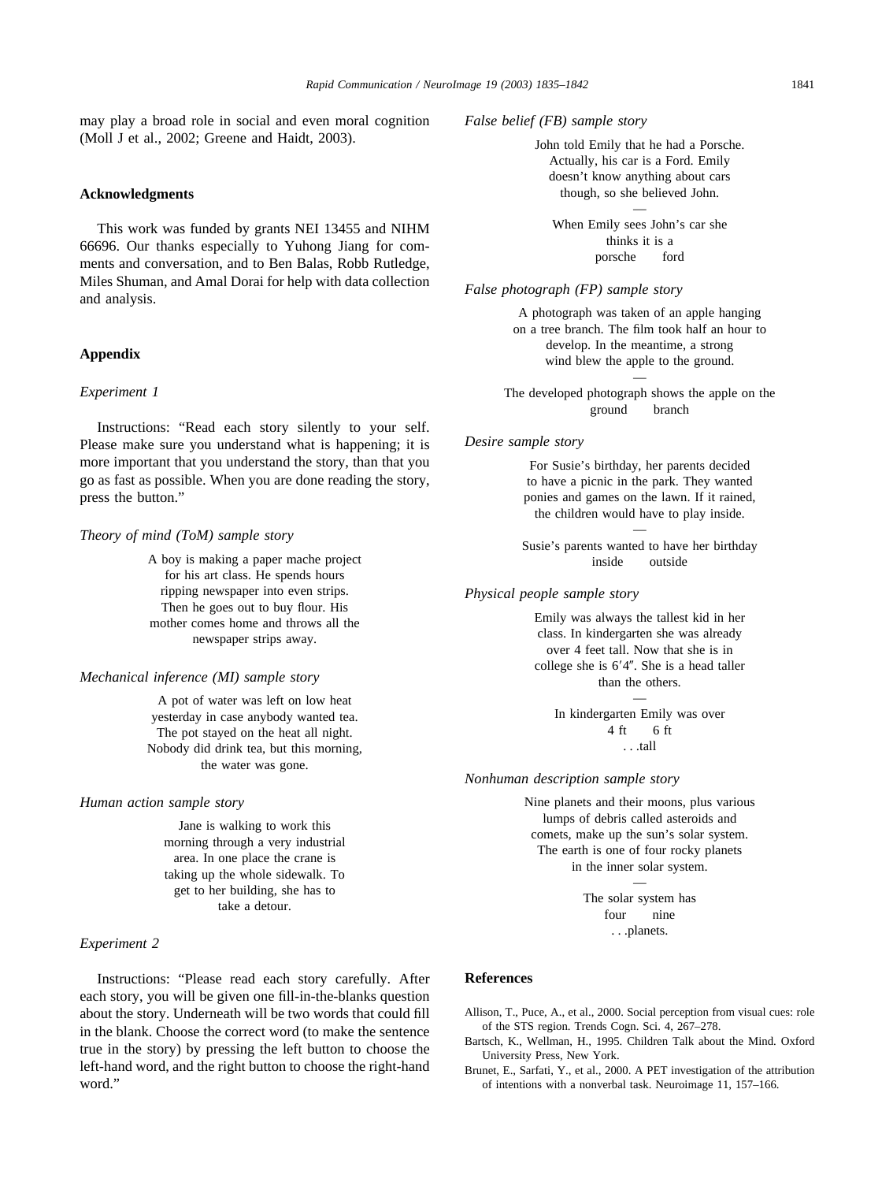may play a broad role in social and even moral cognition (Moll J et al., 2002; Greene and Haidt, 2003).

## Acknowledgments

This work was funded by grants NEI 13455 and NIHM 66696. Our thanks especially to Yuhong Jiang for comments and conversation, and to Ben Balas, Robb Rutledge, Miles Shuman, and Amal Dorai for help with data collection and analysis.

## Appendix

### *Experiment 1*

Instructions: "Read each story silently to your self. Please make sure you understand what is happening; it is more important that you understand the story, than that you go as fast as possible. When you are done reading the story, press the button."

#### *Theory of mind (ToM) sample story*

A boy is making a paper mache project for his art class. He spends hours ripping newspaper into even strips. Then he goes out to buy flour. His mother comes home and throws all the newspaper strips away.

#### *Mechanical inference (MI) sample story*

A pot of water was left on low heat yesterday in case anybody wanted tea. The pot stayed on the heat all night. Nobody did drink tea, but this morning, the water was gone.

#### *Human action sample story*

Jane is walking to work this morning through a very industrial area. In one place the crane is taking up the whole sidewalk. To get to her building, she has to take a detour.

### *Experiment 2*

Instructions: "Please read each story carefully. After each story, you will be given one fill-in-the-blanks question about the story. Underneath will be two words that could fill in the blank. Choose the correct word (to make the sentence true in the story) by pressing the left button to choose the left-hand word, and the right button to choose the right-hand word."

#### *False belief (FB) sample story*

John told Emily that he had a Porsche. Actually, his car is a Ford. Emily doesn't know anything about cars though, so she believed John.

—

When Emily sees John's car she thinks it is a
porsche ford

#### *False photograph (FP) sample story*

A photograph was taken of an apple hanging on a tree branch. The film took half an hour to develop. In the meantime, a strong wind blew the apple to the ground.

—

The developed photograph shows the apple on the
ground branch

#### *Desire sample story*

For Susie's birthday, her parents decided to have a picnic in the park. They wanted ponies and games on the lawn. If it rained, the children would have to play inside.

—

Susie's parents wanted to have her birthday
inside outside

#### *Physical people sample story*

Emily was always the tallest kid in her class. In kindergarten she was already over 4 feet tall. Now that she is in college she is 6′4″. She is a head taller than the others.

—

In kindergarten Emily was over
4 ft 6 ft
. . .tall

#### *Nonhuman description sample story*

Nine planets and their moons, plus various lumps of debris called asteroids and comets, make up the sun's solar system. The earth is one of four rocky planets in the inner solar system.

—

The solar system has
four nine
. . .planets.

## References

Allison, T., Puce, A., et al., 2000. Social perception from visual cues: role of the STS region. Trends Cogn. Sci. 4, 267–278.

Bartsch, K., Wellman, H., 1995. Children Talk about the Mind. Oxford University Press, New York.

Brunet, E., Sarfati, Y., et al., 2000. A PET investigation of the attribution of intentions with a nonverbal task. Neuroimage 11, 157–166.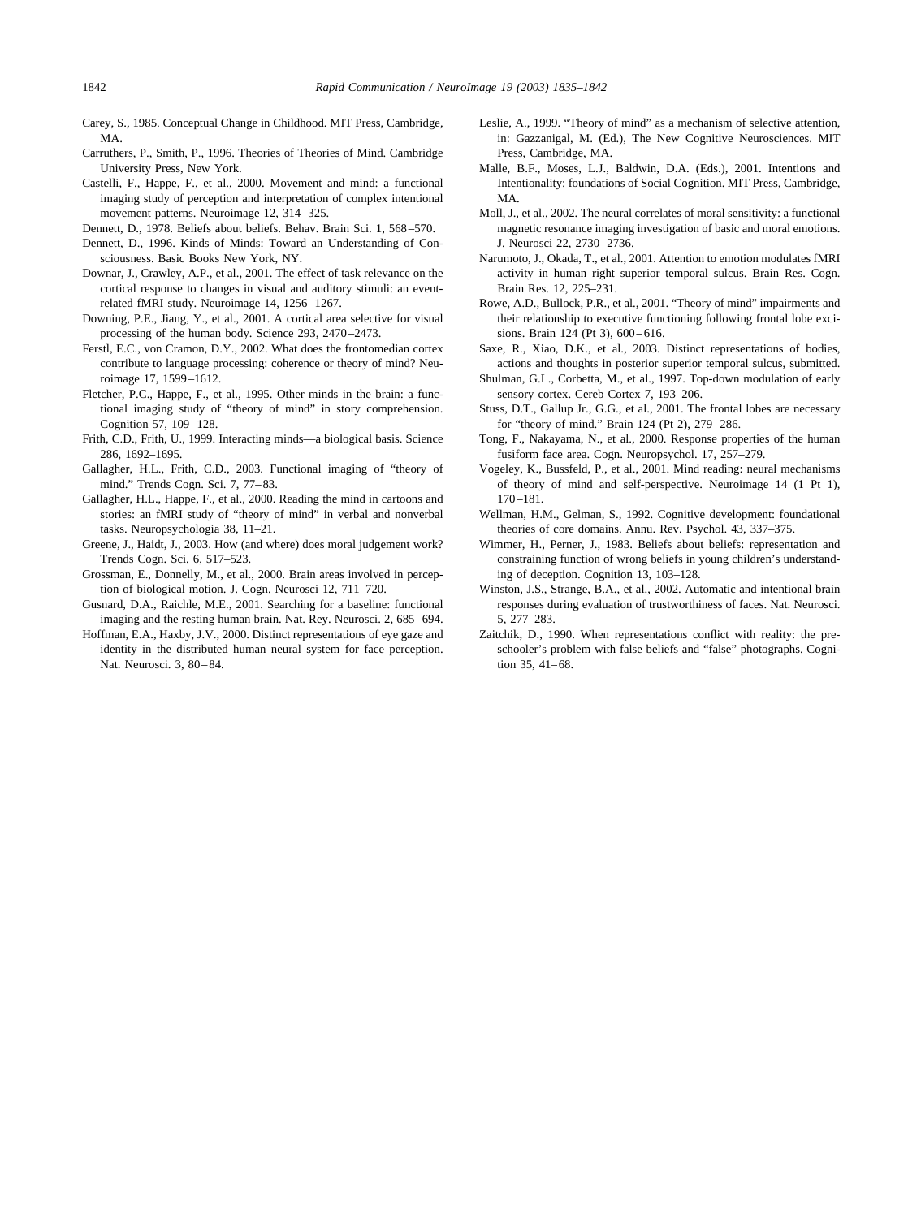Carey, S., 1985. Conceptual Change in Childhood. MIT Press, Cambridge, MA.

Carruthers, P., Smith, P., 1996. Theories of Theories of Mind. Cambridge University Press, New York.

Castelli, F., Happe, F., et al., 2000. Movement and mind: a functional imaging study of perception and interpretation of complex intentional movement patterns. Neuroimage 12, 314–325.

Dennett, D., 1978. Beliefs about beliefs. Behav. Brain Sci. 1, 568–570.

Dennett, D., 1996. Kinds of Minds: Toward an Understanding of Consciousness. Basic Books New York, NY.

Downar, J., Crawley, A.P., et al., 2001. The effect of task relevance on the cortical response to changes in visual and auditory stimuli: an event-related fMRI study. Neuroimage 14, 1256–1267.

Downing, P.E., Jiang, Y., et al., 2001. A cortical area selective for visual processing of the human body. Science 293, 2470–2473.

Ferstl, E.C., von Cramon, D.Y., 2002. What does the frontomedian cortex contribute to language processing: coherence or theory of mind? Neuroimage 17, 1599–1612.

Fletcher, P.C., Happe, F., et al., 1995. Other minds in the brain: a functional imaging study of "theory of mind" in story comprehension. Cognition 57, 109–128.

Frith, C.D., Frith, U., 1999. Interacting minds—a biological basis. Science 286, 1692–1695.

Gallagher, H.L., Frith, C.D., 2003. Functional imaging of "theory of mind." Trends Cogn. Sci. 7, 77–83.

Gallagher, H.L., Happe, F., et al., 2000. Reading the mind in cartoons and stories: an fMRI study of "theory of mind" in verbal and nonverbal tasks. Neuropsychologia 38, 11–21.

Greene, J., Haidt, J., 2003. How (and where) does moral judgement work? Trends Cogn. Sci. 6, 517–523.

Grossman, E., Donnelly, M., et al., 2000. Brain areas involved in perception of biological motion. J. Cogn. Neurosci 12, 711–720.

Gusnard, D.A., Raichle, M.E., 2001. Searching for a baseline: functional imaging and the resting human brain. Nat. Rey. Neurosci. 2, 685–694.

Hoffman, E.A., Haxby, J.V., 2000. Distinct representations of eye gaze and identity in the distributed human neural system for face perception. Nat. Neurosci. 3, 80–84.

Leslie, A., 1999. "Theory of mind" as a mechanism of selective attention, in: Gazzanigal, M. (Ed.), The New Cognitive Neurosciences. MIT Press, Cambridge, MA.

Malle, B.F., Moses, L.J., Baldwin, D.A. (Eds.), 2001. Intentions and Intentionality: foundations of Social Cognition. MIT Press, Cambridge, MA.

Moll, J., et al., 2002. The neural correlates of moral sensitivity: a functional magnetic resonance imaging investigation of basic and moral emotions. J. Neurosci 22, 2730–2736.

Narumoto, J., Okada, T., et al., 2001. Attention to emotion modulates fMRI activity in human right superior temporal sulcus. Brain Res. Cogn. Brain Res. 12, 225–231.

Rowe, A.D., Bullock, P.R., et al., 2001. "Theory of mind" impairments and their relationship to executive functioning following frontal lobe excisions. Brain 124 (Pt 3), 600–616.

Saxe, R., Xiao, D.K., et al., 2003. Distinct representations of bodies, actions and thoughts in posterior superior temporal sulcus, submitted.

Shulman, G.L., Corbetta, M., et al., 1997. Top-down modulation of early sensory cortex. Cereb Cortex 7, 193–206.

Stuss, D.T., Gallup Jr., G.G., et al., 2001. The frontal lobes are necessary for "theory of mind." Brain 124 (Pt 2), 279–286.

Tong, F., Nakayama, N., et al., 2000. Response properties of the human fusiform face area. Cogn. Neuropsychol. 17, 257–279.

Vogeley, K., Bussfeld, P., et al., 2001. Mind reading: neural mechanisms of theory of mind and self-perspective. Neuroimage 14 (1 Pt 1), 170–181.

Wellman, H.M., Gelman, S., 1992. Cognitive development: foundational theories of core domains. Annu. Rev. Psychol. 43, 337–375.

Wimmer, H., Perner, J., 1983. Beliefs about beliefs: representation and constraining function of wrong beliefs in young children's understanding of deception. Cognition 13, 103–128.

Winston, J.S., Strange, B.A., et al., 2002. Automatic and intentional brain responses during evaluation of trustworthiness of faces. Nat. Neurosci. 5, 277–283.

Zaitchik, D., 1990. When representations conflict with reality: the preschooler's problem with false beliefs and "false" photographs. Cognition 35, 41–68.